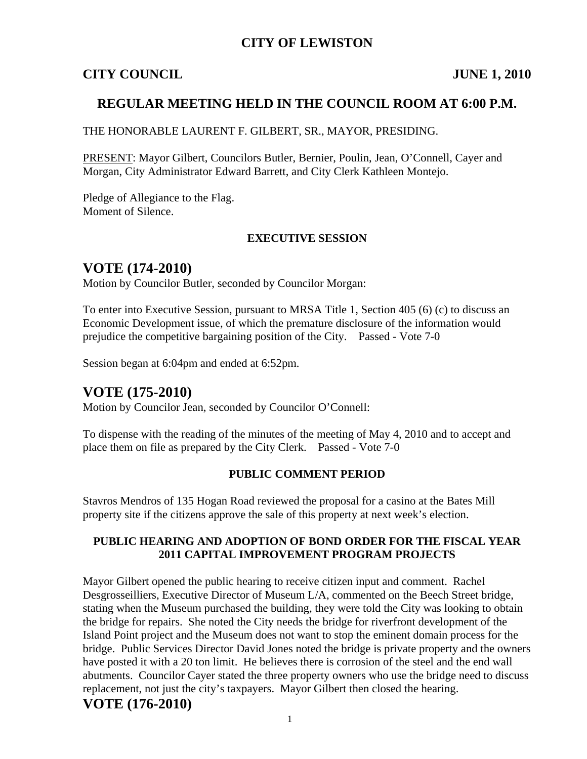# CITY OF LEWISTON

**CITY COUNCIL** **JUNE 1, 2010**

## REGULAR MEETING HELD IN THE COUNCIL ROOM AT 6:00 P.M.

THE HONORABLE LAURENT F. GILBERT, SR., MAYOR, PRESIDING.

PRESENT: Mayor Gilbert, Councilors Butler, Bernier, Poulin, Jean, O'Connell, Cayer and Morgan, City Administrator Edward Barrett, and City Clerk Kathleen Montejo.

Pledge of Allegiance to the Flag.
Moment of Silence.

### EXECUTIVE SESSION

## VOTE (174-2010)

Motion by Councilor Butler, seconded by Councilor Morgan:

To enter into Executive Session, pursuant to MRSA Title 1, Section 405 (6) (c) to discuss an Economic Development issue, of which the premature disclosure of the information would prejudice the competitive bargaining position of the City. Passed - Vote 7-0

Session began at 6:04pm and ended at 6:52pm.

## VOTE (175-2010)

Motion by Councilor Jean, seconded by Councilor O'Connell:

To dispense with the reading of the minutes of the meeting of May 4, 2010 and to accept and place them on file as prepared by the City Clerk. Passed - Vote 7-0

### PUBLIC COMMENT PERIOD

Stavros Mendros of 135 Hogan Road reviewed the proposal for a casino at the Bates Mill property site if the citizens approve the sale of this property at next week's election.

### PUBLIC HEARING AND ADOPTION OF BOND ORDER FOR THE FISCAL YEAR 2011 CAPITAL IMPROVEMENT PROGRAM PROJECTS

Mayor Gilbert opened the public hearing to receive citizen input and comment. Rachel Desgrosseilliers, Executive Director of Museum L/A, commented on the Beech Street bridge, stating when the Museum purchased the building, they were told the City was looking to obtain the bridge for repairs. She noted the City needs the bridge for riverfront development of the Island Point project and the Museum does not want to stop the eminent domain process for the bridge. Public Services Director David Jones noted the bridge is private property and the owners have posted it with a 20 ton limit. He believes there is corrosion of the steel and the end wall abutments. Councilor Cayer stated the three property owners who use the bridge need to discuss replacement, not just the city's taxpayers. Mayor Gilbert then closed the hearing.

## VOTE (176-2010)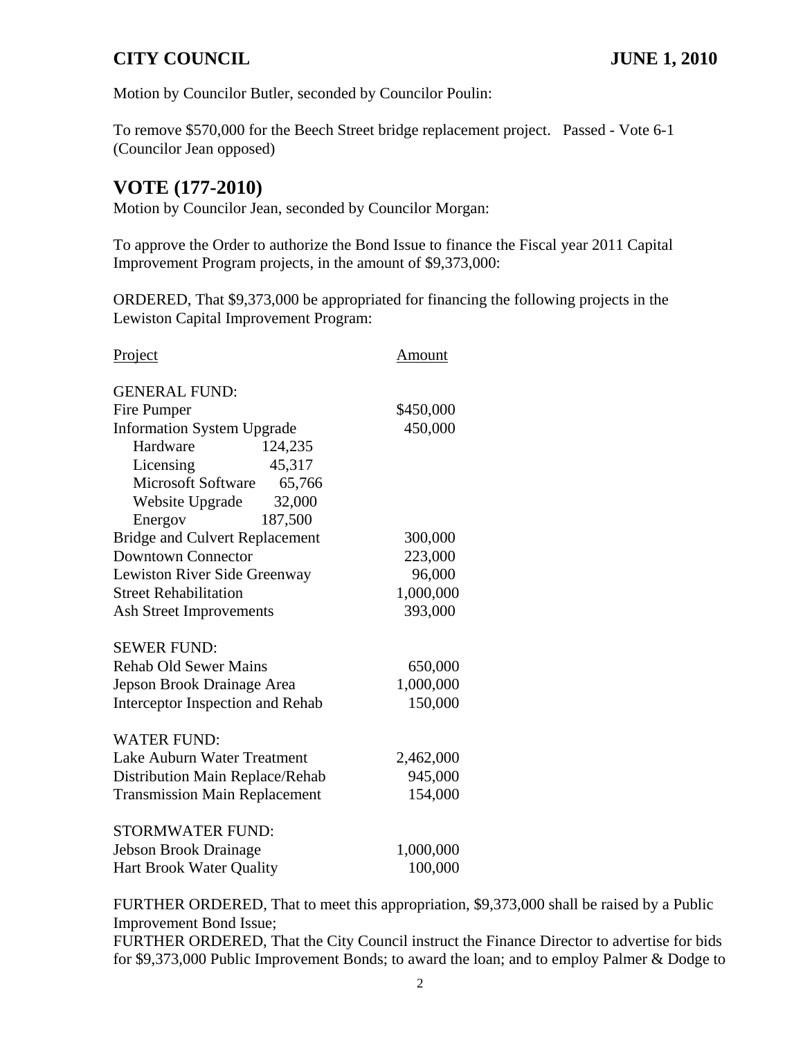Motion by Councilor Butler, seconded by Councilor Poulin:

To remove $570,000 for the Beech Street bridge replacement project. Passed - Vote 6-1 (Councilor Jean opposed)

## VOTE (177-2010)

Motion by Councilor Jean, seconded by Councilor Morgan:

To approve the Order to authorize the Bond Issue to finance the Fiscal year 2011 Capital Improvement Program projects, in the amount of $9,373,000:

ORDERED, That $9,373,000 be appropriated for financing the following projects in the Lewiston Capital Improvement Program:

| Project | | Amount |
|---|---|---|
| GENERAL FUND: | | |
| Fire Pumper | | $450,000 |
| Information System Upgrade | | 450,000 |
| Hardware | 124,235 | |
| Licensing | 45,317 | |
| Microsoft Software | 65,766 | |
| Website Upgrade | 32,000 | |
| Energov | 187,500 | |
| Bridge and Culvert Replacement | | 300,000 |
| Downtown Connector | | 223,000 |
| Lewiston River Side Greenway | | 96,000 |
| Street Rehabilitation | | 1,000,000 |
| Ash Street Improvements | | 393,000 |
| SEWER FUND: | | |
| Rehab Old Sewer Mains | | 650,000 |
| Jepson Brook Drainage Area | | 1,000,000 |
| Interceptor Inspection and Rehab | | 150,000 |
| WATER FUND: | | |
| Lake Auburn Water Treatment | | 2,462,000 |
| Distribution Main Replace/Rehab | | 945,000 |
| Transmission Main Replacement | | 154,000 |
| STORMWATER FUND: | | |
| Jebson Brook Drainage | | 1,000,000 |
| Hart Brook Water Quality | | 100,000 |

FURTHER ORDERED, That to meet this appropriation, $9,373,000 shall be raised by a Public Improvement Bond Issue;
FURTHER ORDERED, That the City Council instruct the Finance Director to advertise for bids for $9,373,000 Public Improvement Bonds; to award the loan; and to employ Palmer & Dodge to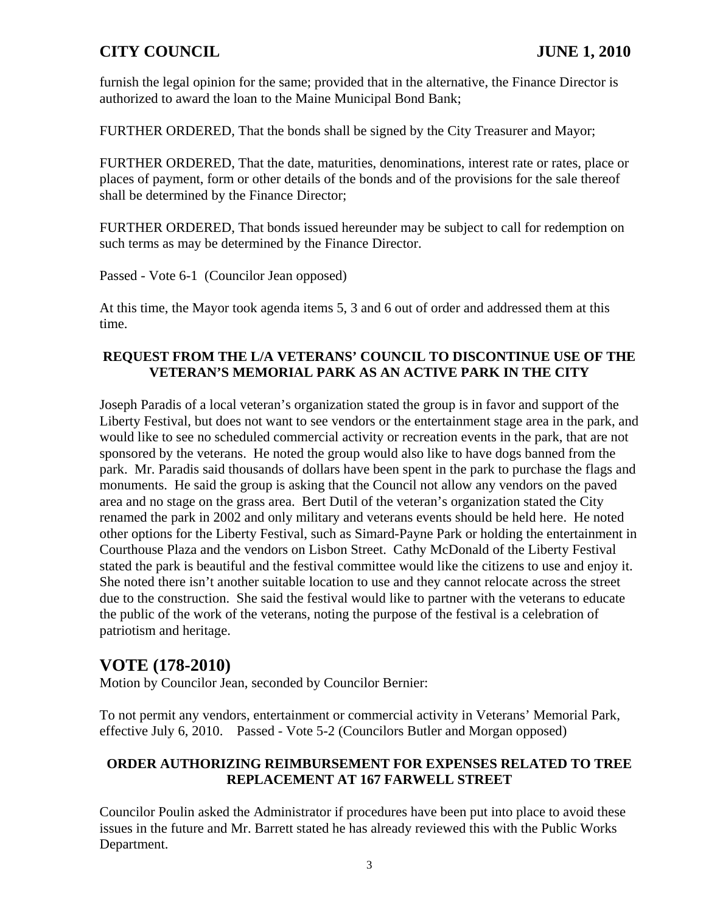furnish the legal opinion for the same; provided that in the alternative, the Finance Director is authorized to award the loan to the Maine Municipal Bond Bank;

FURTHER ORDERED, That the bonds shall be signed by the City Treasurer and Mayor;

FURTHER ORDERED, That the date, maturities, denominations, interest rate or rates, place or places of payment, form or other details of the bonds and of the provisions for the sale thereof shall be determined by the Finance Director;

FURTHER ORDERED, That bonds issued hereunder may be subject to call for redemption on such terms as may be determined by the Finance Director.

Passed - Vote 6-1 (Councilor Jean opposed)

At this time, the Mayor took agenda items 5, 3 and 6 out of order and addressed them at this time.

**REQUEST FROM THE L/A VETERANS' COUNCIL TO DISCONTINUE USE OF THE VETERAN'S MEMORIAL PARK AS AN ACTIVE PARK IN THE CITY**

Joseph Paradis of a local veteran's organization stated the group is in favor and support of the Liberty Festival, but does not want to see vendors or the entertainment stage area in the park, and would like to see no scheduled commercial activity or recreation events in the park, that are not sponsored by the veterans. He noted the group would also like to have dogs banned from the park. Mr. Paradis said thousands of dollars have been spent in the park to purchase the flags and monuments. He said the group is asking that the Council not allow any vendors on the paved area and no stage on the grass area. Bert Dutil of the veteran's organization stated the City renamed the park in 2002 and only military and veterans events should be held here. He noted other options for the Liberty Festival, such as Simard-Payne Park or holding the entertainment in Courthouse Plaza and the vendors on Lisbon Street. Cathy McDonald of the Liberty Festival stated the park is beautiful and the festival committee would like the citizens to use and enjoy it. She noted there isn't another suitable location to use and they cannot relocate across the street due to the construction. She said the festival would like to partner with the veterans to educate the public of the work of the veterans, noting the purpose of the festival is a celebration of patriotism and heritage.

## VOTE (178-2010)

Motion by Councilor Jean, seconded by Councilor Bernier:

To not permit any vendors, entertainment or commercial activity in Veterans' Memorial Park, effective July 6, 2010. Passed - Vote 5-2 (Councilors Butler and Morgan opposed)

**ORDER AUTHORIZING REIMBURSEMENT FOR EXPENSES RELATED TO TREE REPLACEMENT AT 167 FARWELL STREET**

Councilor Poulin asked the Administrator if procedures have been put into place to avoid these issues in the future and Mr. Barrett stated he has already reviewed this with the Public Works Department.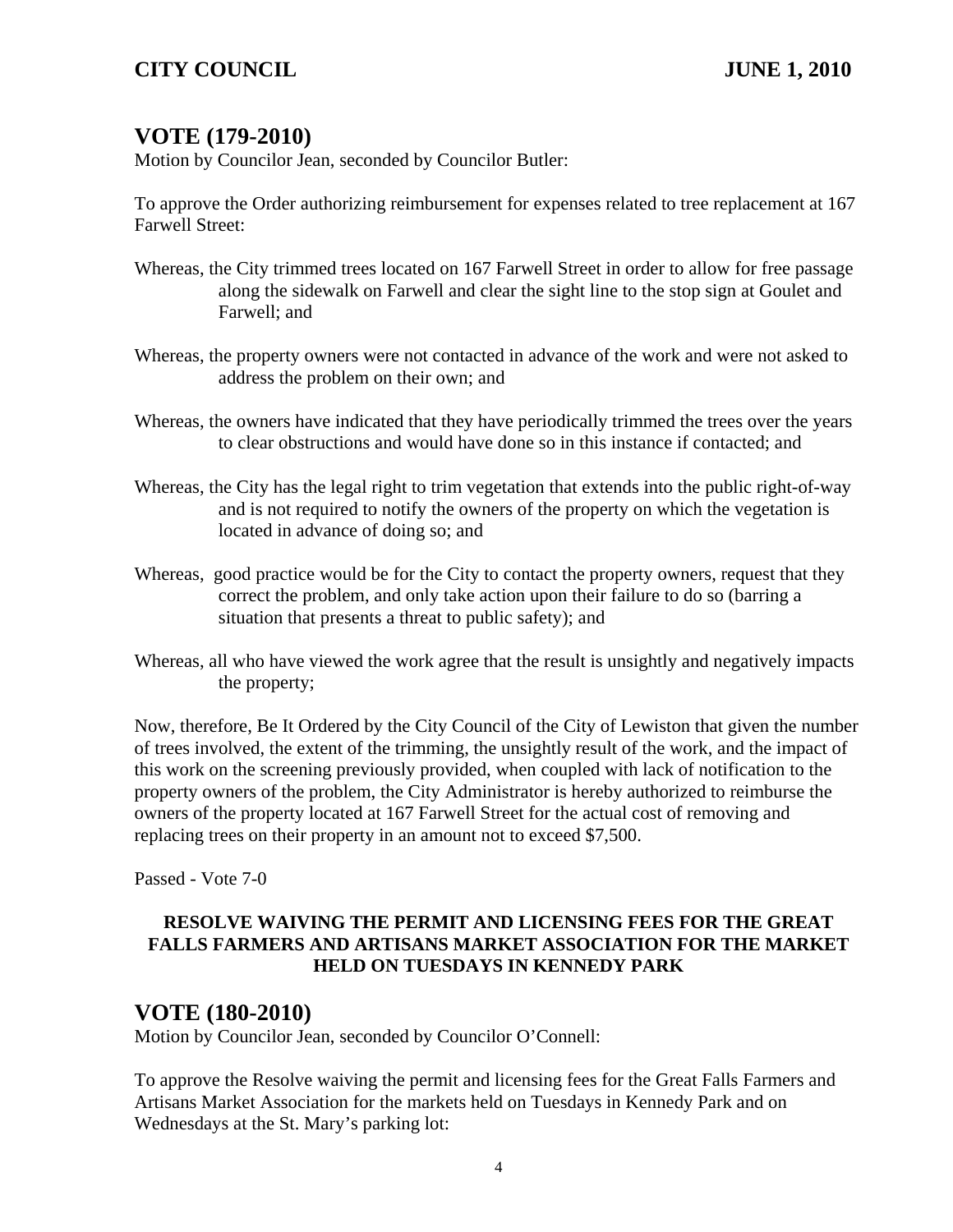## VOTE (179-2010)

Motion by Councilor Jean, seconded by Councilor Butler:

To approve the Order authorizing reimbursement for expenses related to tree replacement at 167 Farwell Street:

Whereas, the City trimmed trees located on 167 Farwell Street in order to allow for free passage along the sidewalk on Farwell and clear the sight line to the stop sign at Goulet and Farwell; and

Whereas, the property owners were not contacted in advance of the work and were not asked to address the problem on their own; and

Whereas, the owners have indicated that they have periodically trimmed the trees over the years to clear obstructions and would have done so in this instance if contacted; and

Whereas, the City has the legal right to trim vegetation that extends into the public right-of-way and is not required to notify the owners of the property on which the vegetation is located in advance of doing so; and

Whereas, good practice would be for the City to contact the property owners, request that they correct the problem, and only take action upon their failure to do so (barring a situation that presents a threat to public safety); and

Whereas, all who have viewed the work agree that the result is unsightly and negatively impacts the property;

Now, therefore, Be It Ordered by the City Council of the City of Lewiston that given the number of trees involved, the extent of the trimming, the unsightly result of the work, and the impact of this work on the screening previously provided, when coupled with lack of notification to the property owners of the problem, the City Administrator is hereby authorized to reimburse the owners of the property located at 167 Farwell Street for the actual cost of removing and replacing trees on their property in an amount not to exceed $7,500.

Passed - Vote 7-0

**RESOLVE WAIVING THE PERMIT AND LICENSING FEES FOR THE GREAT FALLS FARMERS AND ARTISANS MARKET ASSOCIATION FOR THE MARKET HELD ON TUESDAYS IN KENNEDY PARK**

## VOTE (180-2010)

Motion by Councilor Jean, seconded by Councilor O'Connell:

To approve the Resolve waiving the permit and licensing fees for the Great Falls Farmers and Artisans Market Association for the markets held on Tuesdays in Kennedy Park and on Wednesdays at the St. Mary's parking lot: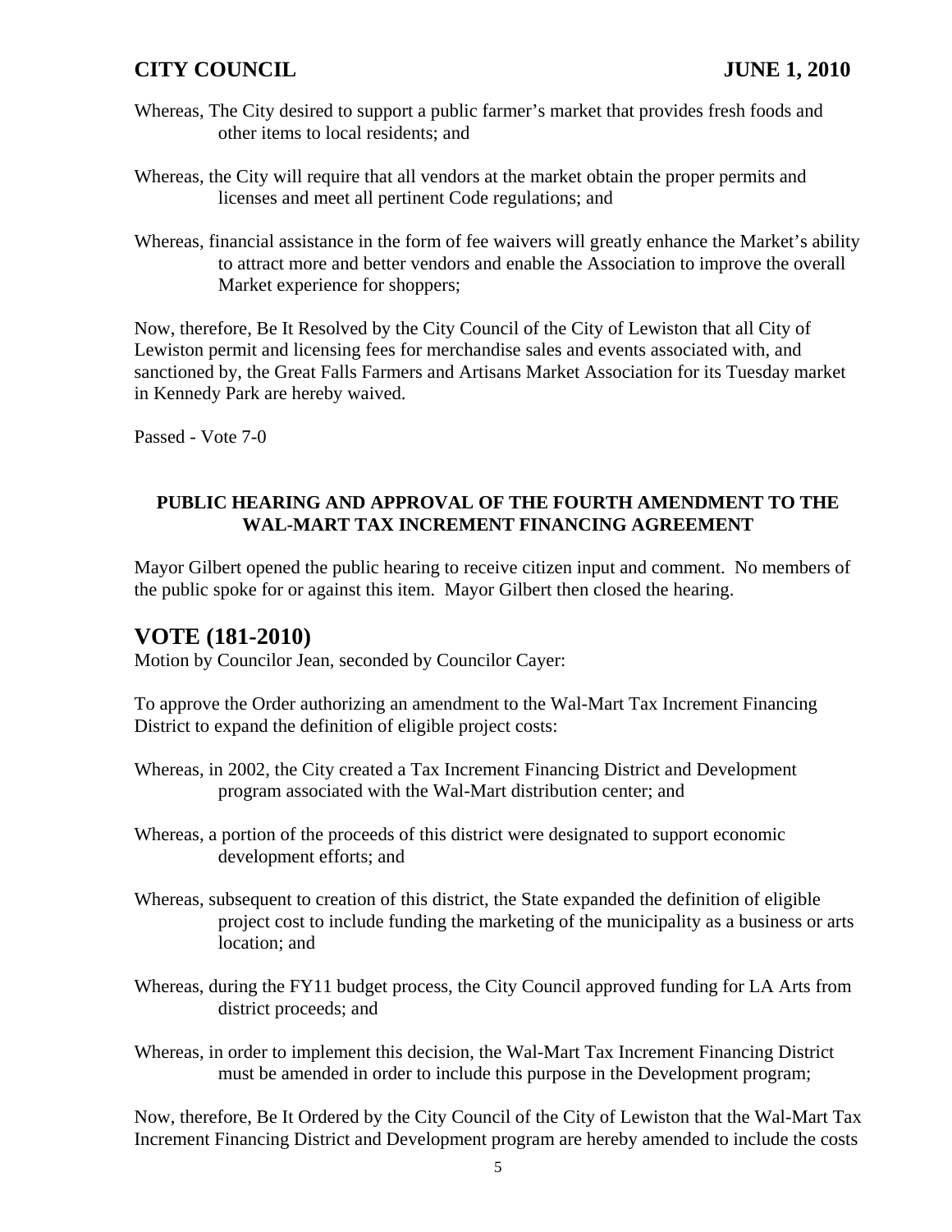Whereas, The City desired to support a public farmer's market that provides fresh foods and other items to local residents; and

Whereas, the City will require that all vendors at the market obtain the proper permits and licenses and meet all pertinent Code regulations; and

Whereas, financial assistance in the form of fee waivers will greatly enhance the Market's ability to attract more and better vendors and enable the Association to improve the overall Market experience for shoppers;

Now, therefore, Be It Resolved by the City Council of the City of Lewiston that all City of Lewiston permit and licensing fees for merchandise sales and events associated with, and sanctioned by, the Great Falls Farmers and Artisans Market Association for its Tuesday market in Kennedy Park are hereby waived.

Passed - Vote 7-0

**PUBLIC HEARING AND APPROVAL OF THE FOURTH AMENDMENT TO THE WAL-MART TAX INCREMENT FINANCING AGREEMENT**

Mayor Gilbert opened the public hearing to receive citizen input and comment. No members of the public spoke for or against this item. Mayor Gilbert then closed the hearing.

## VOTE (181-2010)

Motion by Councilor Jean, seconded by Councilor Cayer:

To approve the Order authorizing an amendment to the Wal-Mart Tax Increment Financing District to expand the definition of eligible project costs:

Whereas, in 2002, the City created a Tax Increment Financing District and Development program associated with the Wal-Mart distribution center; and

Whereas, a portion of the proceeds of this district were designated to support economic development efforts; and

Whereas, subsequent to creation of this district, the State expanded the definition of eligible project cost to include funding the marketing of the municipality as a business or arts location; and

Whereas, during the FY11 budget process, the City Council approved funding for LA Arts from district proceeds; and

Whereas, in order to implement this decision, the Wal-Mart Tax Increment Financing District must be amended in order to include this purpose in the Development program;

Now, therefore, Be It Ordered by the City Council of the City of Lewiston that the Wal-Mart Tax Increment Financing District and Development program are hereby amended to include the costs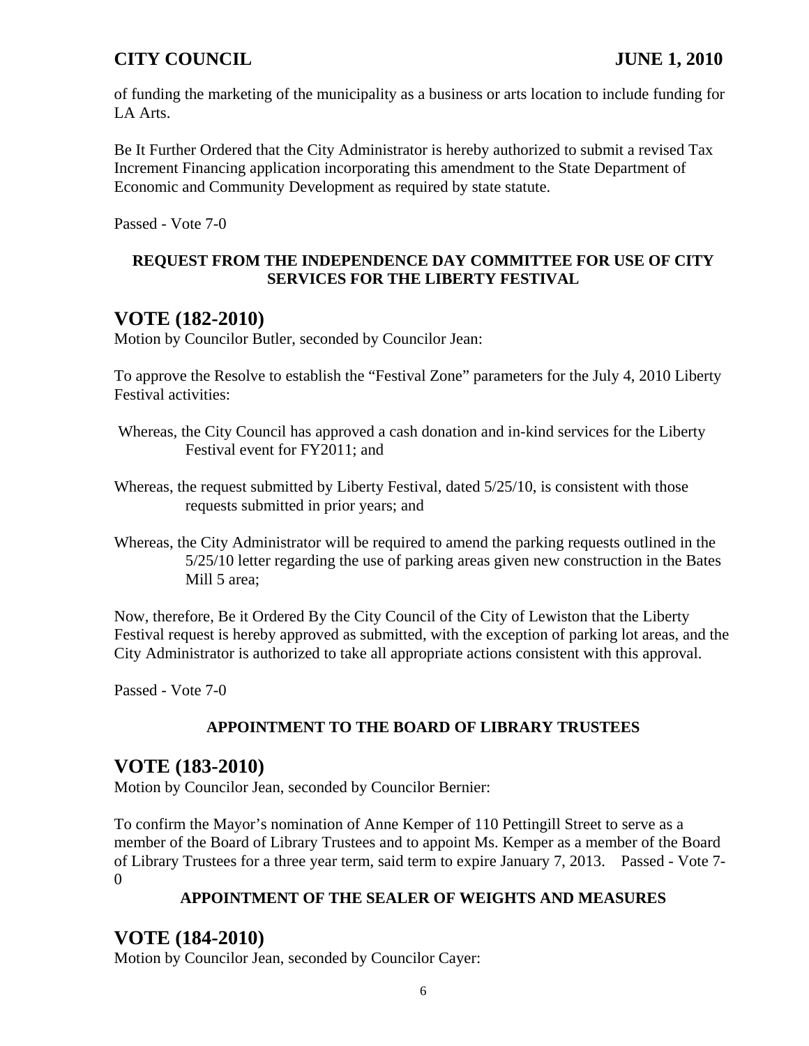of funding the marketing of the municipality as a business or arts location to include funding for LA Arts.

Be It Further Ordered that the City Administrator is hereby authorized to submit a revised Tax Increment Financing application incorporating this amendment to the State Department of Economic and Community Development as required by state statute.

Passed - Vote 7-0

**REQUEST FROM THE INDEPENDENCE DAY COMMITTEE FOR USE OF CITY SERVICES FOR THE LIBERTY FESTIVAL**

# VOTE (182-2010)

Motion by Councilor Butler, seconded by Councilor Jean:

To approve the Resolve to establish the "Festival Zone" parameters for the July 4, 2010 Liberty Festival activities:

Whereas, the City Council has approved a cash donation and in-kind services for the Liberty Festival event for FY2011; and

Whereas, the request submitted by Liberty Festival, dated 5/25/10, is consistent with those requests submitted in prior years; and

Whereas, the City Administrator will be required to amend the parking requests outlined in the 5/25/10 letter regarding the use of parking areas given new construction in the Bates Mill 5 area;

Now, therefore, Be it Ordered By the City Council of the City of Lewiston that the Liberty Festival request is hereby approved as submitted, with the exception of parking lot areas, and the City Administrator is authorized to take all appropriate actions consistent with this approval.

Passed - Vote 7-0

**APPOINTMENT TO THE BOARD OF LIBRARY TRUSTEES**

# VOTE (183-2010)

Motion by Councilor Jean, seconded by Councilor Bernier:

To confirm the Mayor's nomination of Anne Kemper of 110 Pettingill Street to serve as a member of the Board of Library Trustees and to appoint Ms. Kemper as a member of the Board of Library Trustees for a three year term, said term to expire January 7, 2013. Passed - Vote 7-0

**APPOINTMENT OF THE SEALER OF WEIGHTS AND MEASURES**

# VOTE (184-2010)

Motion by Councilor Jean, seconded by Councilor Cayer: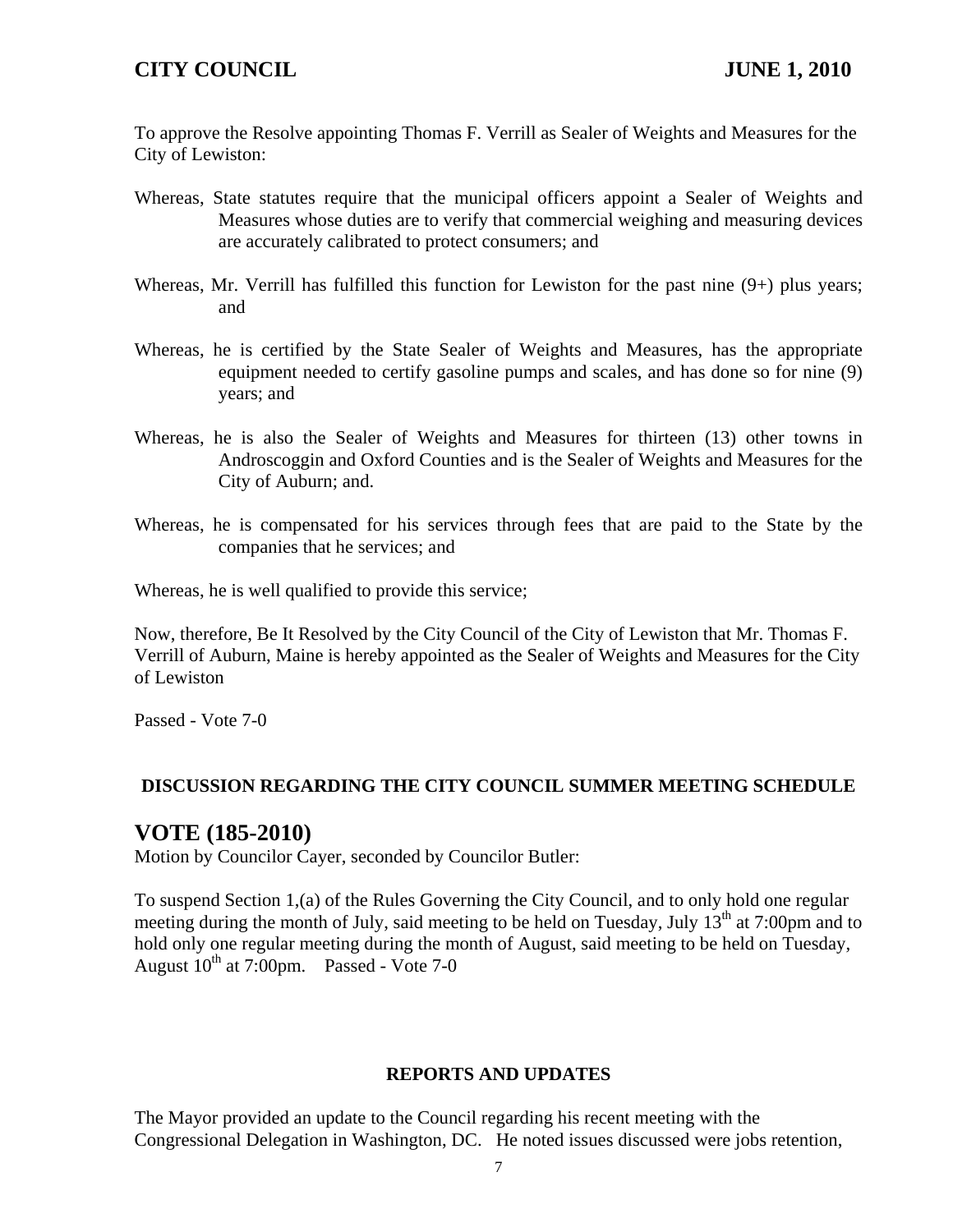To approve the Resolve appointing Thomas F. Verrill as Sealer of Weights and Measures for the City of Lewiston:

Whereas, State statutes require that the municipal officers appoint a Sealer of Weights and Measures whose duties are to verify that commercial weighing and measuring devices are accurately calibrated to protect consumers; and

Whereas, Mr. Verrill has fulfilled this function for Lewiston for the past nine (9+) plus years; and

Whereas, he is certified by the State Sealer of Weights and Measures, has the appropriate equipment needed to certify gasoline pumps and scales, and has done so for nine (9) years; and

Whereas, he is also the Sealer of Weights and Measures for thirteen (13) other towns in Androscoggin and Oxford Counties and is the Sealer of Weights and Measures for the City of Auburn; and.

Whereas, he is compensated for his services through fees that are paid to the State by the companies that he services; and

Whereas, he is well qualified to provide this service;

Now, therefore, Be It Resolved by the City Council of the City of Lewiston that Mr. Thomas F. Verrill of Auburn, Maine is hereby appointed as the Sealer of Weights and Measures for the City of Lewiston

Passed - Vote 7-0

**DISCUSSION REGARDING THE CITY COUNCIL SUMMER MEETING SCHEDULE**

## VOTE (185-2010)

Motion by Councilor Cayer, seconded by Councilor Butler:

To suspend Section 1,(a) of the Rules Governing the City Council, and to only hold one regular meeting during the month of July, said meeting to be held on Tuesday, July 13th at 7:00pm and to hold only one regular meeting during the month of August, said meeting to be held on Tuesday, August 10th at 7:00pm. Passed - Vote 7-0

**REPORTS AND UPDATES**

The Mayor provided an update to the Council regarding his recent meeting with the Congressional Delegation in Washington, DC. He noted issues discussed were jobs retention,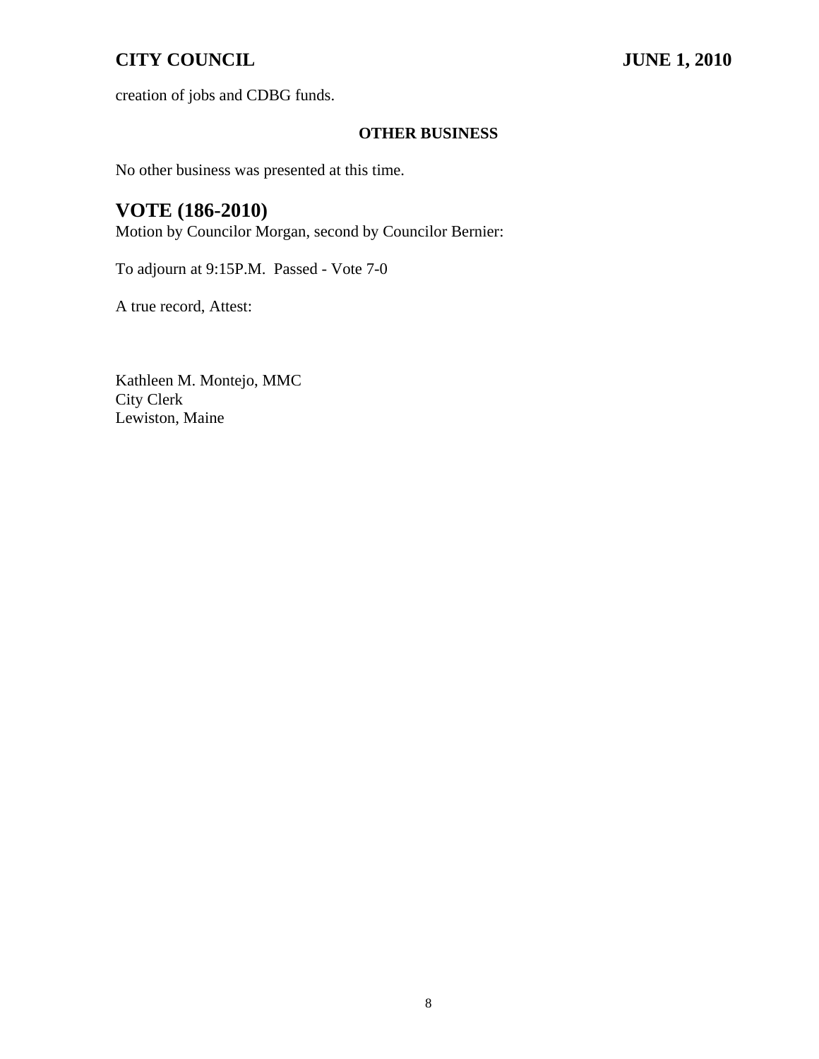creation of jobs and CDBG funds.

**OTHER BUSINESS**

No other business was presented at this time.

## VOTE (186-2010)

Motion by Councilor Morgan, second by Councilor Bernier:

To adjourn at 9:15P.M. Passed - Vote 7-0

A true record, Attest:

Kathleen M. Montejo, MMC
City Clerk
Lewiston, Maine